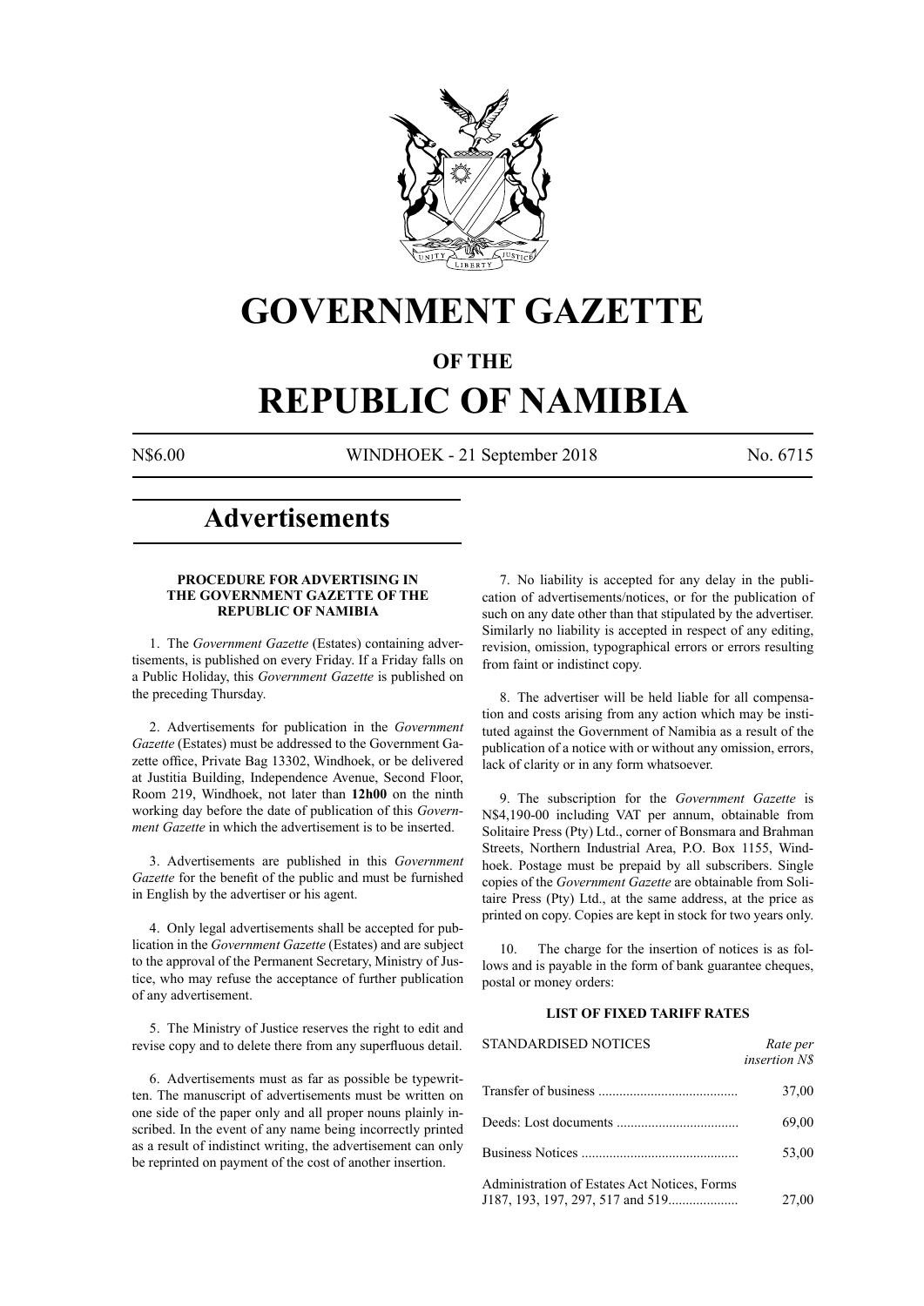# GOVERNMENT GAZETTE

## OF THE

# REPUBLIC OF NAMIBIA

N$6.00 WINDHOEK - 21 September 2018 No. 6715

# Advertisements

### PROCEDURE FOR ADVERTISING IN THE GOVERNMENT GAZETTE OF THE REPUBLIC OF NAMIBIA

1. The *Government Gazette* (Estates) containing advertisements, is published on every Friday. If a Friday falls on a Public Holiday, this *Government Gazette* is published on the preceding Thursday.

2. Advertisements for publication in the *Government Gazette* (Estates) must be addressed to the Government Gazette office, Private Bag 13302, Windhoek, or be delivered at Justitia Building, Independence Avenue, Second Floor, Room 219, Windhoek, not later than **12h00** on the ninth working day before the date of publication of this *Government Gazette* in which the advertisement is to be inserted.

3. Advertisements are published in this *Government Gazette* for the benefit of the public and must be furnished in English by the advertiser or his agent.

4. Only legal advertisements shall be accepted for publication in the *Government Gazette* (Estates) and are subject to the approval of the Permanent Secretary, Ministry of Justice, who may refuse the acceptance of further publication of any advertisement.

5. The Ministry of Justice reserves the right to edit and revise copy and to delete there from any superfluous detail.

6. Advertisements must as far as possible be typewritten. The manuscript of advertisements must be written on one side of the paper only and all proper nouns plainly inscribed. In the event of any name being incorrectly printed as a result of indistinct writing, the advertisement can only be reprinted on payment of the cost of another insertion.

7. No liability is accepted for any delay in the publication of advertisements/notices, or for the publication of such on any date other than that stipulated by the advertiser. Similarly no liability is accepted in respect of any editing, revision, omission, typographical errors or errors resulting from faint or indistinct copy.

8. The advertiser will be held liable for all compensation and costs arising from any action which may be instituted against the Government of Namibia as a result of the publication of a notice with or without any omission, errors, lack of clarity or in any form whatsoever.

9. The subscription for the *Government Gazette* is N$4,190-00 including VAT per annum, obtainable from Solitaire Press (Pty) Ltd., corner of Bonsmara and Brahman Streets, Northern Industrial Area, P.O. Box 1155, Windhoek. Postage must be prepaid by all subscribers. Single copies of the *Government Gazette* are obtainable from Solitaire Press (Pty) Ltd., at the same address, at the price as printed on copy. Copies are kept in stock for two years only.

10. The charge for the insertion of notices is as follows and is payable in the form of bank guarantee cheques, postal or money orders:

### LIST OF FIXED TARIFF RATES

| STANDARDISED NOTICES | *Rate per insertion N$* |
|---|---|
| Transfer of business | 37,00 |
| Deeds: Lost documents | 69,00 |
| Business Notices | 53,00 |
| Administration of Estates Act Notices, Forms J187, 193, 197, 297, 517 and 519 | 27,00 |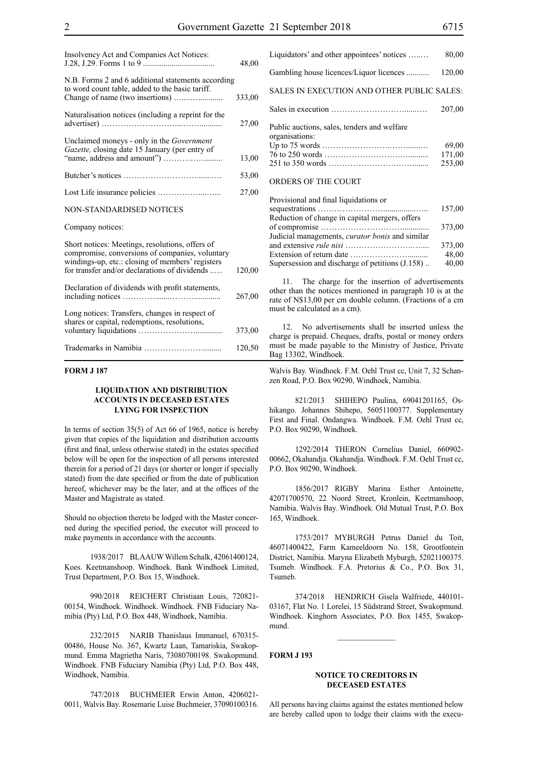| | |
|---|---|
| Insolvency Act and Companies Act Notices: J.28, J.29. Forms 1 to 9 | 48,00 |
| N.B. Forms 2 and 6 additional statements according to word count table, added to the basic tariff. Change of name (two insertions) | 333,00 |
| Naturalisation notices (including a reprint for the advertiser) | 27,00 |
| Unclaimed moneys - only in the *Government Gazette,* closing date 15 January (per entry of "name, address and amount") | 13,00 |
| Butcher's notices | 53,00 |
| Lost Life insurance policies | 27,00 |

NON-STANDARDISED NOTICES

Company notices:

| | |
|---|---|
| Short notices: Meetings, resolutions, offers of compromise, conversions of companies, voluntary windings-up, etc.: closing of members' registers for transfer and/or declarations of dividends | 120,00 |
| Declaration of dividends with profit statements, including notices | 267,00 |
| Long notices: Transfers, changes in respect of shares or capital, redemptions, resolutions, voluntary liquidations | 373,00 |
| Trademarks in Namibia | 120,50 |
| Liquidators' and other appointees' notices | 80,00 |
| Gambling house licences/Liquor licences | 120,00 |

SALES IN EXECUTION AND OTHER PUBLIC SALES:

| | |
|---|---|
| Sales in execution | 207,00 |
| Public auctions, sales, tenders and welfare organisations: | |
| Up to 75 words | 69,00 |
| 76 to 250 words | 171,00 |
| 251 to 350 words | 253,00 |

ORDERS OF THE COURT

| | |
|---|---|
| Provisional and final liquidations or sequestrations | 157,00 |
| Reduction of change in capital mergers, offers of compromise | 373,00 |
| Judicial managements, *curator bonis* and similar and extensive *rule nisi* | 373,00 |
| Extension of return date | 48,00 |
| Supersession and discharge of petitions (J.158) | 40,00 |

11. The charge for the insertion of advertisements other than the notices mentioned in paragraph 10 is at the rate of N$13,00 per cm double column. (Fractions of a cm must be calculated as a cm).

12. No advertisements shall be inserted unless the charge is prepaid. Cheques, drafts, postal or money orders must be made payable to the Ministry of Justice, Private Bag 13302, Windhoek.

**FORM J 187**

**LIQUIDATION AND DISTRIBUTION ACCOUNTS IN DECEASED ESTATES LYING FOR INSPECTION**

In terms of section 35(5) of Act 66 of 1965, notice is hereby given that copies of the liquidation and distribution accounts (first and final, unless otherwise stated) in the estates specified below will be open for the inspection of all persons interested therein for a period of 21 days (or shorter or longer if specially stated) from the date specified or from the date of publication hereof, whichever may be the later, and at the offices of the Master and Magistrate as stated.

Should no objection thereto be lodged with the Master concerned during the specified period, the executor will proceed to make payments in accordance with the accounts.

1938/2017 BLAAUW Willem Schalk, 42061400124, Koes. Keetmanshoop. Windhoek. Bank Windhoek Limited, Trust Department, P.O. Box 15, Windhoek.

990/2018 REICHERT Christiaan Louis, 720821-00154, Windhoek. Windhoek. Windhoek. FNB Fiduciary Namibia (Pty) Ltd, P.O. Box 448, Windhoek, Namibia.

232/2015 NARIB Thanislaus Immanuel, 670315-00486, House No. 367, Kwartz Laan, Tamariskia, Swakopmund. Emma Magrietha Naris, 73080700198. Swakopmund. Windhoek. FNB Fiduciary Namibia (Pty) Ltd, P.O. Box 448, Windhoek, Namibia.

747/2018 BUCHMEIER Erwin Anton, 4206021-0011, Walvis Bay. Rosemarie Luise Buchmeier, 37090100316. Walvis Bay. Windhoek. F.M. Oehl Trust cc, Unit 7, 32 Schanzen Road, P.O. Box 90290, Windhoek, Namibia.

821/2013 SHIHEPO Paulina, 69041201165, Oshikango. Johannes Shihepo, 56051100377. Supplementary First and Final. Ondangwa. Windhoek. F.M. Oehl Trust cc, P.O. Box 90290, Windhoek.

1292/2014 THERON Cornelius Daniel, 660902-00662, Okahandja. Okahandja. Windhoek. F.M. Oehl Trust cc, P.O. Box 90290, Windhoek.

1856/2017 RIGBY Marina Esther Antoinette, 42071700570, 22 Noord Street, Kronlein, Keetmanshoop, Namibia. Walvis Bay. Windhoek. Old Mutual Trust, P.O. Box 165, Windhoek.

1753/2017 MYBURGH Petrus Daniel du Toit, 46071400422, Farm Kameeldoorn No. 158, Grootfontein District, Namibia. Maryna Elizabeth Myburgh, 52021100375. Tsumeb. Windhoek. F.A. Pretorius & Co., P.O. Box 31, Tsumeb.

374/2018 HENDRICH Gisela Walfriede, 440101-03167, Flat No. 1 Lorelei, 15 Südstrand Street, Swakopmund. Windhoek. Kinghorn Associates, P.O. Box 1455, Swakopmund.

**FORM J 193**

**NOTICE TO CREDITORS IN DECEASED ESTATES**

All persons having claims against the estates mentioned below are hereby called upon to lodge their claims with the execu-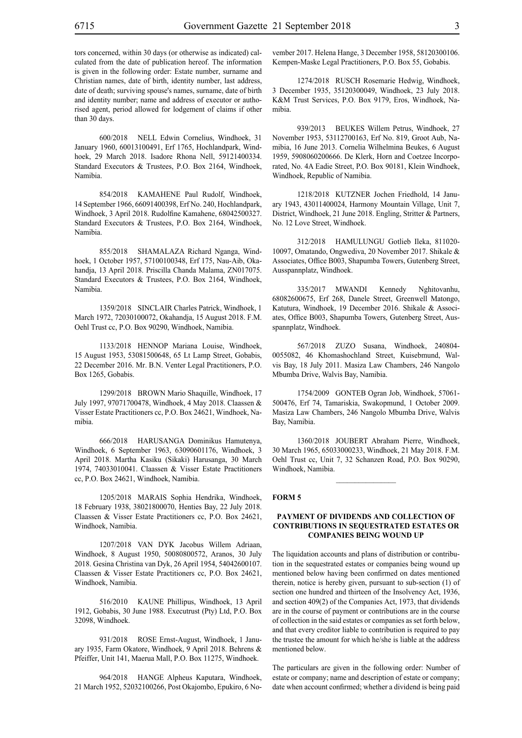tors concerned, within 30 days (or otherwise as indicated) calculated from the date of publication hereof. The information is given in the following order: Estate number, surname and Christian names, date of birth, identity number, last address, date of death; surviving spouse's names, surname, date of birth and identity number; name and address of executor or authorised agent, period allowed for lodgement of claims if other than 30 days.

600/2018 NELL Edwin Cornelius, Windhoek, 31 January 1960, 60013100491, Erf 1765, Hochlandpark, Windhoek, 29 March 2018. Isadore Rhona Nell, 59121400334. Standard Executors & Trustees, P.O. Box 2164, Windhoek, Namibia.

854/2018 KAMAHENE Paul Rudolf, Windhoek, 14 September 1966, 66091400398, Erf No. 240, Hochlandpark, Windhoek, 3 April 2018. Rudolfine Kamahene, 68042500327. Standard Executors & Trustees, P.O. Box 2164, Windhoek, Namibia.

855/2018 SHAMALAZA Richard Nganga, Windhoek, 1 October 1957, 57100100348, Erf 175, Nau-Aib, Okahandja, 13 April 2018. Priscilla Chanda Malama, ZN017075. Standard Executors & Trustees, P.O. Box 2164, Windhoek, Namibia.

1359/2018 SINCLAIR Charles Patrick, Windhoek, 1 March 1972, 72030100072, Okahandja, 15 August 2018. F.M. Oehl Trust cc, P.O. Box 90290, Windhoek, Namibia.

1133/2018 HENNOP Mariana Louise, Windhoek, 15 August 1953, 53081500648, 65 Lt Lamp Street, Gobabis, 22 December 2016. Mr. B.N. Venter Legal Practitioners, P.O. Box 1265, Gobabis.

1299/2018 BROWN Mario Shaquille, Windhoek, 17 July 1997, 97071700478, Windhoek, 4 May 2018. Claassen & Visser Estate Practitioners cc, P.O. Box 24621, Windhoek, Namibia.

666/2018 HARUSANGA Dominikus Hamutenya, Windhoek, 6 September 1963, 63090601176, Windhoek, 3 April 2018. Martha Kasiku (Sikaki) Harusanga, 30 March 1974, 74033010041. Claassen & Visser Estate Practitioners cc, P.O. Box 24621, Windhoek, Namibia.

1205/2018 MARAIS Sophia Hendrika, Windhoek, 18 February 1938, 38021800070, Henties Bay, 22 July 2018. Claassen & Visser Estate Practitioners cc, P.O. Box 24621, Windhoek, Namibia.

1207/2018 VAN DYK Jacobus Willem Adriaan, Windhoek, 8 August 1950, 50080800572, Aranos, 30 July 2018. Gesina Christina van Dyk, 26 April 1954, 54042600107. Claassen & Visser Estate Practitioners cc, P.O. Box 24621, Windhoek, Namibia.

516/2010 KAUNE Phillipus, Windhoek, 13 April 1912, Gobabis, 30 June 1988. Executrust (Pty) Ltd, P.O. Box 32098, Windhoek.

931/2018 ROSE Ernst-August, Windhoek, 1 January 1935, Farm Okatore, Windhoek, 9 April 2018. Behrens & Pfeiffer, Unit 141, Maerua Mall, P.O. Box 11275, Windhoek.

964/2018 HANGE Alpheus Kaputara, Windhoek, 21 March 1952, 52032100266, Post Okajombo, Epukiro, 6 November 2017. Helena Hange, 3 December 1958, 58120300106. Kempen-Maske Legal Practitioners, P.O. Box 55, Gobabis.

1274/2018 RUSCH Rosemarie Hedwig, Windhoek, 3 December 1935, 35120300049, Windhoek, 23 July 2018. K&M Trust Services, P.O. Box 9179, Eros, Windhoek, Namibia.

939/2013 BEUKES Willem Petrus, Windhoek, 27 November 1953, 53112700163, Erf No. 819, Groot Aub, Namibia, 16 June 2013. Cornelia Wilhelmina Beukes, 6 August 1959, 5908060200666. De Klerk, Horn and Coetzee Incorporated, No. 4A Eadie Street, P.O. Box 90181, Klein Windhoek, Windhoek, Republic of Namibia.

1218/2018 KUTZNER Jochen Friedhold, 14 January 1943, 43011400024, Harmony Mountain Village, Unit 7, District, Windhoek, 21 June 2018. Engling, Stritter & Partners, No. 12 Love Street, Windhoek.

312/2018 HAMULUNGU Gotlieb Ileka, 811020-10097, Omatando, Ongwediva, 20 November 2017. Shikale & Associates, Office B003, Shapumba Towers, Gutenberg Street, Ausspannplatz, Windhoek.

335/2017 MWANDI Kennedy Nghitovanhu, 68082600675, Erf 268, Danele Street, Greenwell Matongo, Katutura, Windhoek, 19 December 2016. Shikale & Associates, Office B003, Shapumba Towers, Gutenberg Street, Ausspannplatz, Windhoek.

567/2018 ZUZO Susana, Windhoek, 240804-0055082, 46 Khomashochland Street, Kuisebmund, Walvis Bay, 18 July 2011. Masiza Law Chambers, 246 Nangolo Mbumba Drive, Walvis Bay, Namibia.

1754/2009 GONTEB Ogran Job, Windhoek, 57061-500476, Erf 74, Tamariskia, Swakopmund, 1 October 2009. Masiza Law Chambers, 246 Nangolo Mbumba Drive, Walvis Bay, Namibia.

1360/2018 JOUBERT Abraham Pierre, Windhoek, 30 March 1965, 65033000233, Windhoek, 21 May 2018. F.M. Oehl Trust cc, Unit 7, 32 Schanzen Road, P.O. Box 90290, Windhoek, Namibia.

**FORM 5**

## PAYMENT OF DIVIDENDS AND COLLECTION OF CONTRIBUTIONS IN SEQUESTRATED ESTATES OR COMPANIES BEING WOUND UP

The liquidation accounts and plans of distribution or contribution in the sequestrated estates or companies being wound up mentioned below having been confirmed on dates mentioned therein, notice is hereby given, pursuant to sub-section (1) of section one hundred and thirteen of the Insolvency Act, 1936, and section 409(2) of the Companies Act, 1973, that dividends are in the course of payment or contributions are in the course of collection in the said estates or companies as set forth below, and that every creditor liable to contribution is required to pay the trustee the amount for which he/she is liable at the address mentioned below.

The particulars are given in the following order: Number of estate or company; name and description of estate or company; date when account confirmed; whether a dividend is being paid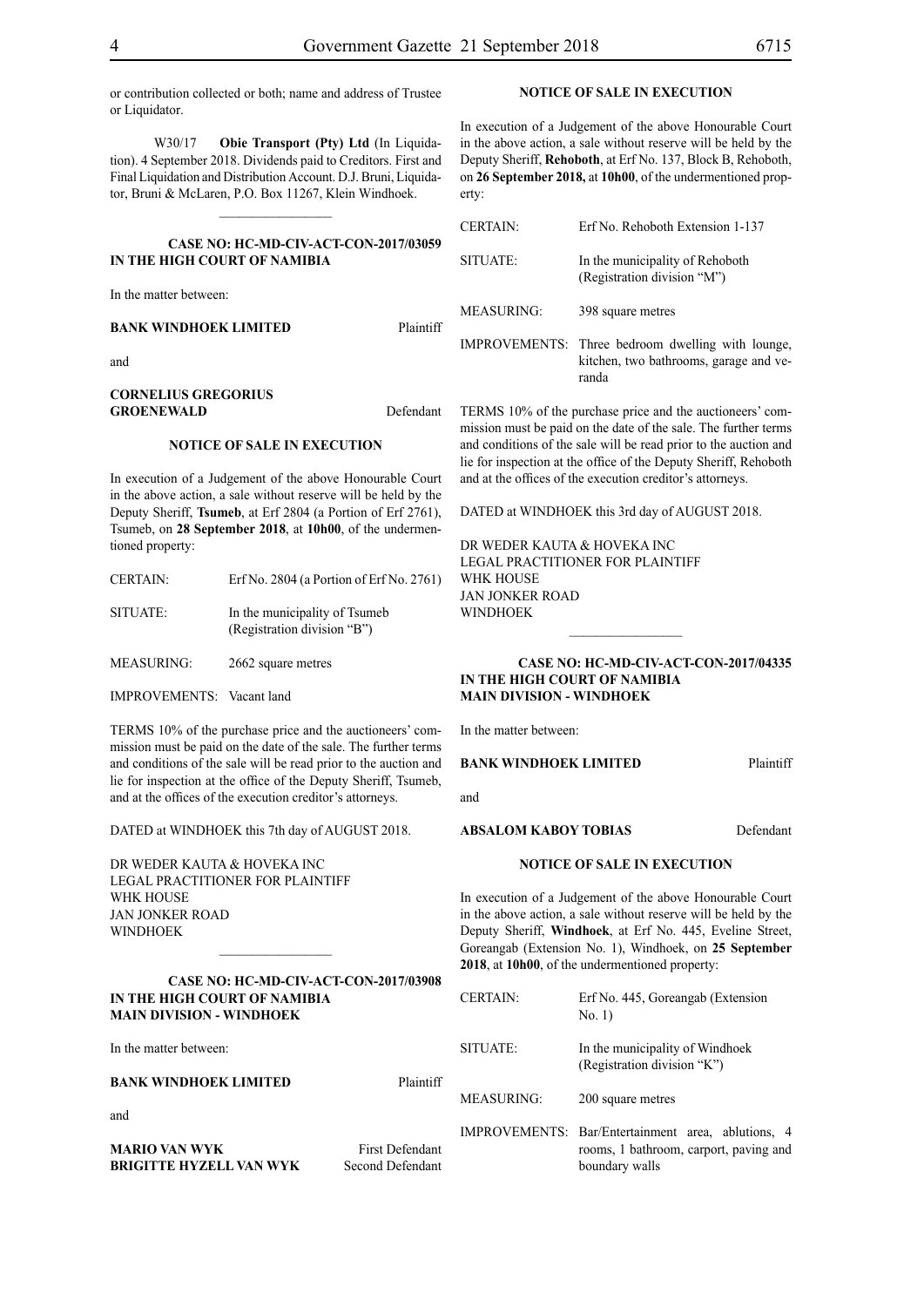or contribution collected or both; name and address of Trustee or Liquidator.

W30/17 **Obie Transport (Pty) Ltd** (In Liquidation). 4 September 2018. Dividends paid to Creditors. First and Final Liquidation and Distribution Account. D.J. Bruni, Liquidator, Bruni & McLaren, P.O. Box 11267, Klein Windhoek.

---

**CASE NO: HC-MD-CIV-ACT-CON-2017/03059**
**IN THE HIGH COURT OF NAMIBIA**

In the matter between:

**BANK WINDHOEK LIMITED** Plaintiff

and

**CORNELIUS GREGORIUS GROENEWALD** Defendant

**NOTICE OF SALE IN EXECUTION**

In execution of a Judgement of the above Honourable Court in the above action, a sale without reserve will be held by the Deputy Sheriff, **Tsumeb**, at Erf 2804 (a Portion of Erf 2761), Tsumeb, on **28 September 2018**, at **10h00**, of the undermentioned property:

| | |
|---|---|
| CERTAIN: | Erf No. 2804 (a Portion of Erf No. 2761) |
| SITUATE: | In the municipality of Tsumeb (Registration division "B") |
| MEASURING: | 2662 square metres |
| IMPROVEMENTS: | Vacant land |

TERMS 10% of the purchase price and the auctioneers' commission must be paid on the date of the sale. The further terms and conditions of the sale will be read prior to the auction and lie for inspection at the office of the Deputy Sheriff, Tsumeb, and at the offices of the execution creditor's attorneys.

DATED at WINDHOEK this 7th day of AUGUST 2018.

DR WEDER KAUTA & HOVEKA INC
LEGAL PRACTITIONER FOR PLAINTIFF
WHK HOUSE
JAN JONKER ROAD
WINDHOEK

---

**CASE NO: HC-MD-CIV-ACT-CON-2017/03908**
**IN THE HIGH COURT OF NAMIBIA**
**MAIN DIVISION - WINDHOEK**

In the matter between:

**BANK WINDHOEK LIMITED** Plaintiff

and

**MARIO VAN WYK** First Defendant
**BRIGITTE HYZELL VAN WYK** Second Defendant

**NOTICE OF SALE IN EXECUTION**

In execution of a Judgement of the above Honourable Court in the above action, a sale without reserve will be held by the Deputy Sheriff, **Rehoboth**, at Erf No. 137, Block B, Rehoboth, on **26 September 2018,** at **10h00**, of the undermentioned property:

| | |
|---|---|
| CERTAIN: | Erf No. Rehoboth Extension 1-137 |
| SITUATE: | In the municipality of Rehoboth (Registration division "M") |
| MEASURING: | 398 square metres |
| IMPROVEMENTS: | Three bedroom dwelling with lounge, kitchen, two bathrooms, garage and veranda |

TERMS 10% of the purchase price and the auctioneers' commission must be paid on the date of the sale. The further terms and conditions of the sale will be read prior to the auction and lie for inspection at the office of the Deputy Sheriff, Rehoboth and at the offices of the execution creditor's attorneys.

DATED at WINDHOEK this 3rd day of AUGUST 2018.

DR WEDER KAUTA & HOVEKA INC
LEGAL PRACTITIONER FOR PLAINTIFF
WHK HOUSE
JAN JONKER ROAD
WINDHOEK

---

**CASE NO: HC-MD-CIV-ACT-CON-2017/04335**
**IN THE HIGH COURT OF NAMIBIA**
**MAIN DIVISION - WINDHOEK**

In the matter between:

**BANK WINDHOEK LIMITED** Plaintiff

and

**ABSALOM KABOY TOBIAS** Defendant

**NOTICE OF SALE IN EXECUTION**

In execution of a Judgement of the above Honourable Court in the above action, a sale without reserve will be held by the Deputy Sheriff, **Windhoek**, at Erf No. 445, Eveline Street, Goreangab (Extension No. 1), Windhoek, on **25 September 2018**, at **10h00**, of the undermentioned property:

| | |
|---|---|
| CERTAIN: | Erf No. 445, Goreangab (Extension No. 1) |
| SITUATE: | In the municipality of Windhoek (Registration division "K") |
| MEASURING: | 200 square metres |
| IMPROVEMENTS: | Bar/Entertainment area, ablutions, 4 rooms, 1 bathroom, carport, paving and boundary walls |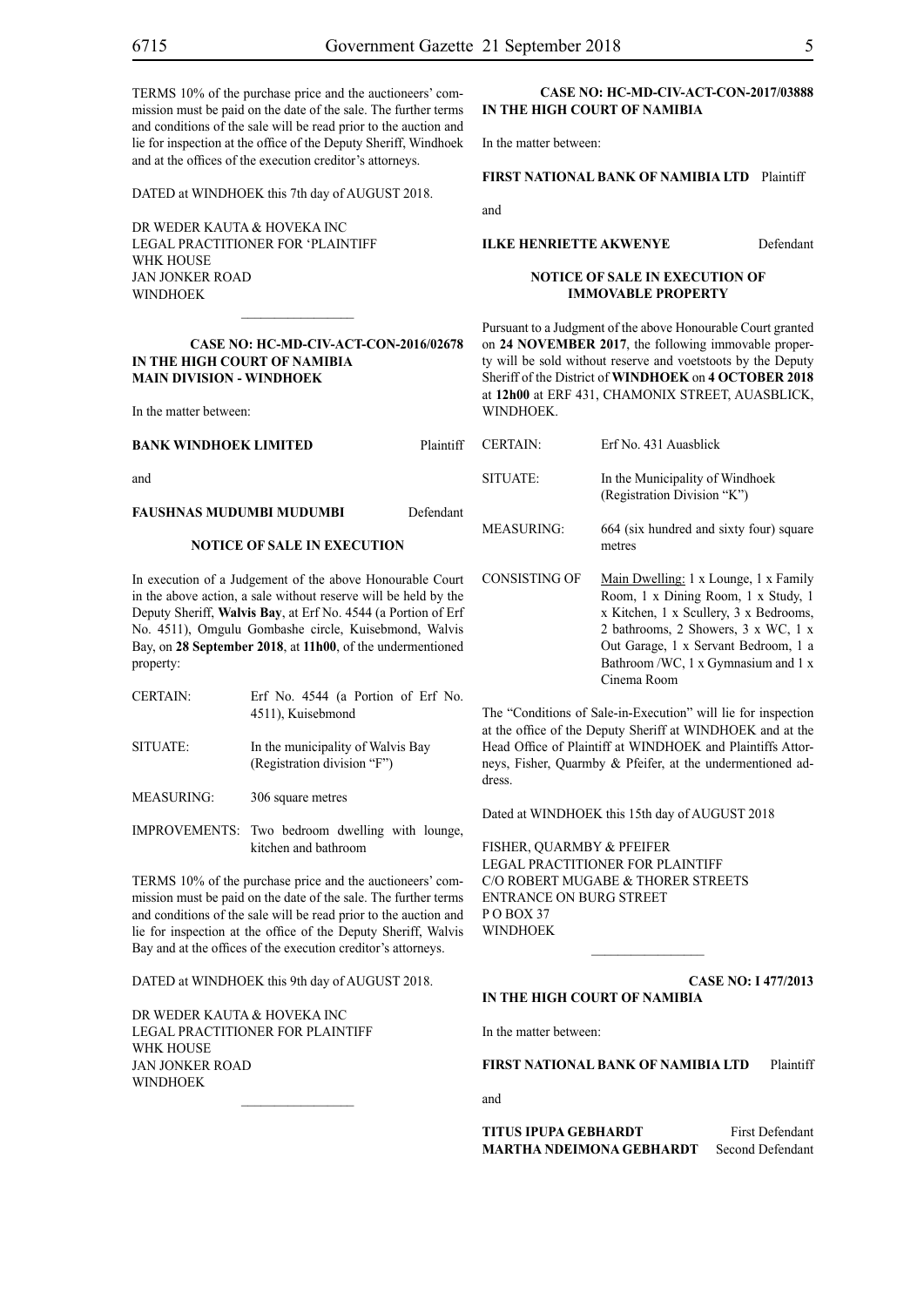TERMS 10% of the purchase price and the auctioneers' commission must be paid on the date of the sale. The further terms and conditions of the sale will be read prior to the auction and lie for inspection at the office of the Deputy Sheriff, Windhoek and at the offices of the execution creditor's attorneys.

DATED at WINDHOEK this 7th day of AUGUST 2018.

DR WEDER KAUTA & HOVEKA INC
LEGAL PRACTITIONER FOR 'PLAINTIFF
WHK HOUSE
JAN JONKER ROAD
WINDHOEK

---

**CASE NO: HC-MD-CIV-ACT-CON-2016/02678**
**IN THE HIGH COURT OF NAMIBIA**
**MAIN DIVISION - WINDHOEK**

In the matter between:

**BANK WINDHOEK LIMITED** Plaintiff

and

**FAUSHNAS MUDUMBI MUDUMBI** Defendant

**NOTICE OF SALE IN EXECUTION**

In execution of a Judgement of the above Honourable Court in the above action, a sale without reserve will be held by the Deputy Sheriff, **Walvis Bay**, at Erf No. 4544 (a Portion of Erf No. 4511), Omgulu Gombashe circle, Kuisebmond, Walvis Bay, on **28 September 2018**, at **11h00**, of the undermentioned property:

| | |
|---|---|
| CERTAIN: | Erf No. 4544 (a Portion of Erf No. 4511), Kuisebmond |
| SITUATE: | In the municipality of Walvis Bay (Registration division "F") |
| MEASURING: | 306 square metres |
| IMPROVEMENTS: | Two bedroom dwelling with lounge, kitchen and bathroom |

TERMS 10% of the purchase price and the auctioneers' commission must be paid on the date of the sale. The further terms and conditions of the sale will be read prior to the auction and lie for inspection at the office of the Deputy Sheriff, Walvis Bay and at the offices of the execution creditor's attorneys.

DATED at WINDHOEK this 9th day of AUGUST 2018.

DR WEDER KAUTA & HOVEKA INC
LEGAL PRACTITIONER FOR PLAINTIFF
WHK HOUSE
JAN JONKER ROAD
WINDHOEK

---

**CASE NO: HC-MD-CIV-ACT-CON-2017/03888**
**IN THE HIGH COURT OF NAMIBIA**

In the matter between:

**FIRST NATIONAL BANK OF NAMIBIA LTD** Plaintiff

and

**ILKE HENRIETTE AKWENYE** Defendant

**NOTICE OF SALE IN EXECUTION OF IMMOVABLE PROPERTY**

Pursuant to a Judgment of the above Honourable Court granted on **24 NOVEMBER 2017**, the following immovable property will be sold without reserve and voetstoots by the Deputy Sheriff of the District of **WINDHOEK** on **4 OCTOBER 2018** at **12h00** at ERF 431, CHAMONIX STREET, AUASBLICK, WINDHOEK.

| | |
|---|---|
| CERTAIN: | Erf No. 431 Auasblick |
| SITUATE: | In the Municipality of Windhoek (Registration Division "K") |
| MEASURING: | 664 (six hundred and sixty four) square metres |
| CONSISTING OF | Main Dwelling: 1 x Lounge, 1 x Family Room, 1 x Dining Room, 1 x Study, 1 x Kitchen, 1 x Scullery, 3 x Bedrooms, 2 bathrooms, 2 Showers, 3 x WC, 1 x Out Garage, 1 x Servant Bedroom, 1 a Bathroom /WC, 1 x Gymnasium and 1 x Cinema Room |

The "Conditions of Sale-in-Execution" will lie for inspection at the office of the Deputy Sheriff at WINDHOEK and at the Head Office of Plaintiff at WINDHOEK and Plaintiffs Attorneys, Fisher, Quarmby & Pfeifer, at the undermentioned address.

Dated at WINDHOEK this 15th day of AUGUST 2018

FISHER, QUARMBY & PFEIFER
LEGAL PRACTITIONER FOR PLAINTIFF
C/O ROBERT MUGABE & THORER STREETS
ENTRANCE ON BURG STREET
P O BOX 37
WINDHOEK

---

**CASE NO: I 477/2013**
**IN THE HIGH COURT OF NAMIBIA**

In the matter between:

**FIRST NATIONAL BANK OF NAMIBIA LTD** Plaintiff

and

**TITUS IPUPA GEBHARDT** First Defendant
**MARTHA NDEIMONA GEBHARDT** Second Defendant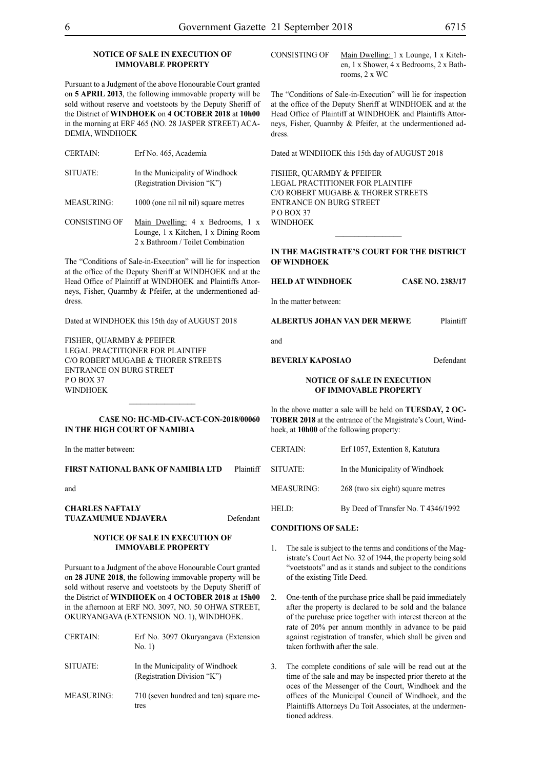**NOTICE OF SALE IN EXECUTION OF IMMOVABLE PROPERTY**

Pursuant to a Judgment of the above Honourable Court granted on **5 APRIL 2013**, the following immovable property will be sold without reserve and voetstoots by the Deputy Sheriff of the District of **WINDHOEK** on **4 OCTOBER 2018** at **10h00** in the morning at ERF 465 (NO. 28 JASPER STREET) ACADEMIA, WINDHOEK

| | |
|---|---|
| CERTAIN: | Erf No. 465, Academia |
| SITUATE: | In the Municipality of Windhoek (Registration Division "K") |
| MEASURING: | 1000 (one nil nil nil) square metres |
| CONSISTING OF | Main Dwelling: 4 x Bedrooms, 1 x Lounge, 1 x Kitchen, 1 x Dining Room 2 x Bathroom / Toilet Combination |

The "Conditions of Sale-in-Execution" will lie for inspection at the office of the Deputy Sheriff at WINDHOEK and at the Head Office of Plaintiff at WINDHOEK and Plaintiffs Attorneys, Fisher, Quarmby & Pfeifer, at the undermentioned address.

Dated at WINDHOEK this 15th day of AUGUST 2018

FISHER, QUARMBY & PFEIFER
LEGAL PRACTITIONER FOR PLAINTIFF
C/O ROBERT MUGABE & THORER STREETS
ENTRANCE ON BURG STREET
P O BOX 37
WINDHOEK

---

**CASE NO: HC-MD-CIV-ACT-CON-2018/00060**
**IN THE HIGH COURT OF NAMIBIA**

In the matter between:

**FIRST NATIONAL BANK OF NAMIBIA LTD** Plaintiff

and

**CHARLES NAFTALY TUAZAMUMUE NDJAVERA** Defendant

**NOTICE OF SALE IN EXECUTION OF IMMOVABLE PROPERTY**

Pursuant to a Judgment of the above Honourable Court granted on **28 JUNE 2018**, the following immovable property will be sold without reserve and voetstoots by the Deputy Sheriff of the District of **WINDHOEK** on **4 OCTOBER 2018** at **15h00** in the afternoon at ERF NO. 3097, NO. 50 OHWA STREET, OKURYANGAVA (EXTENSION NO. 1), WINDHOEK.

| | |
|---|---|
| CERTAIN: | Erf No. 3097 Okuryangava (Extension No. 1) |
| SITUATE: | In the Municipality of Windhoek (Registration Division "K") |
| MEASURING: | 710 (seven hundred and ten) square metres |
| CONSISTING OF | Main Dwelling: 1 x Lounge, 1 x Kitchen, 1 x Shower, 4 x Bedrooms, 2 x Bathrooms, 2 x WC |

The "Conditions of Sale-in-Execution" will lie for inspection at the office of the Deputy Sheriff at WINDHOEK and at the Head Office of Plaintiff at WINDHOEK and Plaintiffs Attorneys, Fisher, Quarmby & Pfeifer, at the undermentioned address.

Dated at WINDHOEK this 15th day of AUGUST 2018

FISHER, QUARMBY & PFEIFER
LEGAL PRACTITIONER FOR PLAINTIFF
C/O ROBERT MUGABE & THORER STREETS
ENTRANCE ON BURG STREET
P O BOX 37
WINDHOEK

---

**IN THE MAGISTRATE'S COURT FOR THE DISTRICT OF WINDHOEK**

**HELD AT WINDHOEK** **CASE NO. 2383/17**

In the matter between:

**ALBERTUS JOHAN VAN DER MERWE** Plaintiff

and

**BEVERLY KAPOSIAO** Defendant

**NOTICE OF SALE IN EXECUTION OF IMMOVABLE PROPERTY**

In the above matter a sale will be held on **TUESDAY, 2 OCTOBER 2018** at the entrance of the Magistrate's Court, Windhoek, at **10h00** of the following property:

| | |
|---|---|
| CERTAIN: | Erf 1057, Extention 8, Katutura |
| SITUATE: | In the Municipality of Windhoek |
| MEASURING: | 268 (two six eight) square metres |
| HELD: | By Deed of Transfer No. T 4346/1992 |

**CONDITIONS OF SALE:**

1. The sale is subject to the terms and conditions of the Magistrate's Court Act No. 32 of 1944, the property being sold "voetstoots" and as it stands and subject to the conditions of the existing Title Deed.

2. One-tenth of the purchase price shall be paid immediately after the property is declared to be sold and the balance of the purchase price together with interest thereon at the rate of 20% per annum monthly in advance to be paid against registration of transfer, which shall be given and taken forthwith after the sale.

3. The complete conditions of sale will be read out at the time of the sale and may be inspected prior thereto at the oces of the Messenger of the Court, Windhoek and the offices of the Municipal Council of Windhoek, and the Plaintiffs Attorneys Du Toit Associates, at the undermentioned address.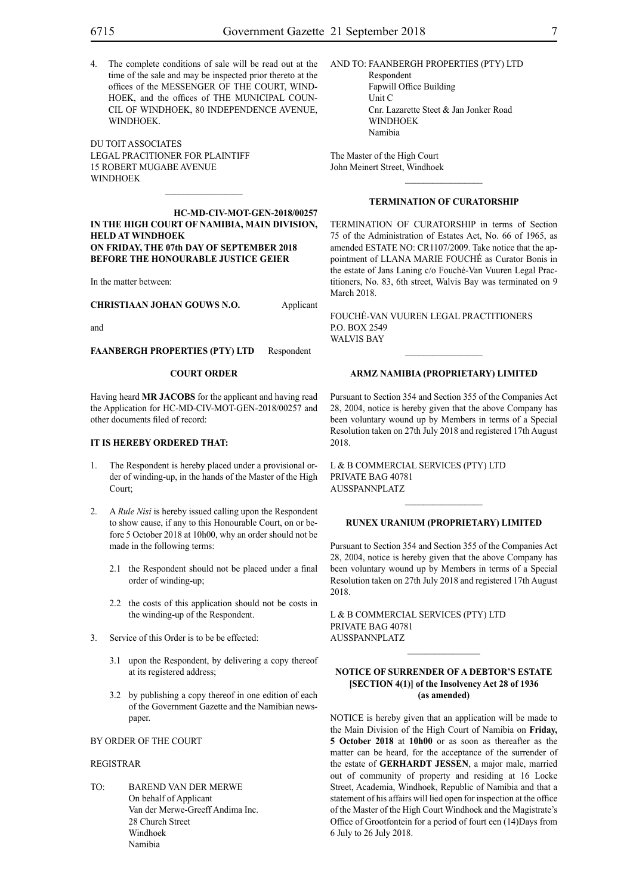4. The complete conditions of sale will be read out at the time of the sale and may be inspected prior thereto at the offices of the MESSENGER OF THE COURT, WINDHOEK, and the offices of THE MUNICIPAL COUNCIL OF WINDHOEK, 80 INDEPENDENCE AVENUE, WINDHOEK.

DU TOIT ASSOCIATES
LEGAL PRACITIONER FOR PLAINTIFF
15 ROBERT MUGABE AVENUE
WINDHOEK

---

**HC-MD-CIV-MOT-GEN-2018/00257**

**IN THE HIGH COURT OF NAMIBIA, MAIN DIVISION, HELD AT WINDHOEK**
**ON FRIDAY, THE 07th DAY OF SEPTEMBER 2018**
**BEFORE THE HONOURABLE JUSTICE GEIER**

In the matter between:

**CHRISTIAAN JOHAN GOUWS N.O.** Applicant

and

**FAANBERGH PROPERTIES (PTY) LTD** Respondent

**COURT ORDER**

Having heard **MR JACOBS** for the applicant and having read the Application for HC-MD-CIV-MOT-GEN-2018/00257 and other documents filed of record:

**IT IS HEREBY ORDERED THAT:**

1. The Respondent is hereby placed under a provisional order of winding-up, in the hands of the Master of the High Court;

2. A *Rule Nisi* is hereby issued calling upon the Respondent to show cause, if any to this Honourable Court, on or before 5 October 2018 at 10h00, why an order should not be made in the following terms:

   2.1 the Respondent should not be placed under a final order of winding-up;

   2.2 the costs of this application should not be costs in the winding-up of the Respondent.

3. Service of this Order is to be be effected:

   3.1 upon the Respondent, by delivering a copy thereof at its registered address;

   3.2 by publishing a copy thereof in one edition of each of the Government Gazette and the Namibian newspaper.

BY ORDER OF THE COURT

REGISTRAR

TO: BAREND VAN DER MERWE
On behalf of Applicant
Van der Merwe-Greeff Andima Inc.
28 Church Street
Windhoek
Namibia

AND TO: FAANBERGH PROPERTIES (PTY) LTD
Respondent
Fapwill Office Building
Unit C
Cnr. Lazarette Steet & Jan Jonker Road
WINDHOEK
Namibia

The Master of the High Court
John Meinert Street, Windhoek

---

**TERMINATION OF CURATORSHIP**

TERMINATION OF CURATORSHIP in terms of Section 75 of the Administration of Estates Act, No. 66 of 1965, as amended ESTATE NO: CR1107/2009. Take notice that the appointment of LLANA MARIE FOUCHÉ as Curator Bonis in the estate of Jans Laning c/o Fouché-Van Vuuren Legal Practitioners, No. 83, 6th street, Walvis Bay was terminated on 9 March 2018.

FOUCHÉ-VAN VUUREN LEGAL PRACTITIONERS
P.O. BOX 2549
WALVIS BAY

---

**ARMZ NAMIBIA (PROPRIETARY) LIMITED**

Pursuant to Section 354 and Section 355 of the Companies Act 28, 2004, notice is hereby given that the above Company has been voluntary wound up by Members in terms of a Special Resolution taken on 27th July 2018 and registered 17th August 2018.

L & B COMMERCIAL SERVICES (PTY) LTD
PRIVATE BAG 40781
AUSSPANNPLATZ

---

**RUNEX URANIUM (PROPRIETARY) LIMITED**

Pursuant to Section 354 and Section 355 of the Companies Act 28, 2004, notice is hereby given that the above Company has been voluntary wound up by Members in terms of a Special Resolution taken on 27th July 2018 and registered 17th August 2018.

L & B COMMERCIAL SERVICES (PTY) LTD
PRIVATE BAG 40781
AUSSPANNPLATZ

---

**NOTICE OF SURRENDER OF A DEBTOR'S ESTATE**
**[SECTION 4(1)] of the Insolvency Act 28 of 1936 (as amended)**

NOTICE is hereby given that an application will be made to the Main Division of the High Court of Namibia on **Friday, 5 October 2018** at **10h00** or as soon as thereafter as the matter can be heard, for the acceptance of the surrender of the estate of **GERHARDT JESSEN**, a major male, married out of community of property and residing at 16 Locke Street, Academia, Windhoek, Republic of Namibia and that a statement of his affairs will lied open for inspection at the office of the Master of the High Court Windhoek and the Magistrate's Office of Grootfontein for a period of fourt een (14)Days from 6 July to 26 July 2018.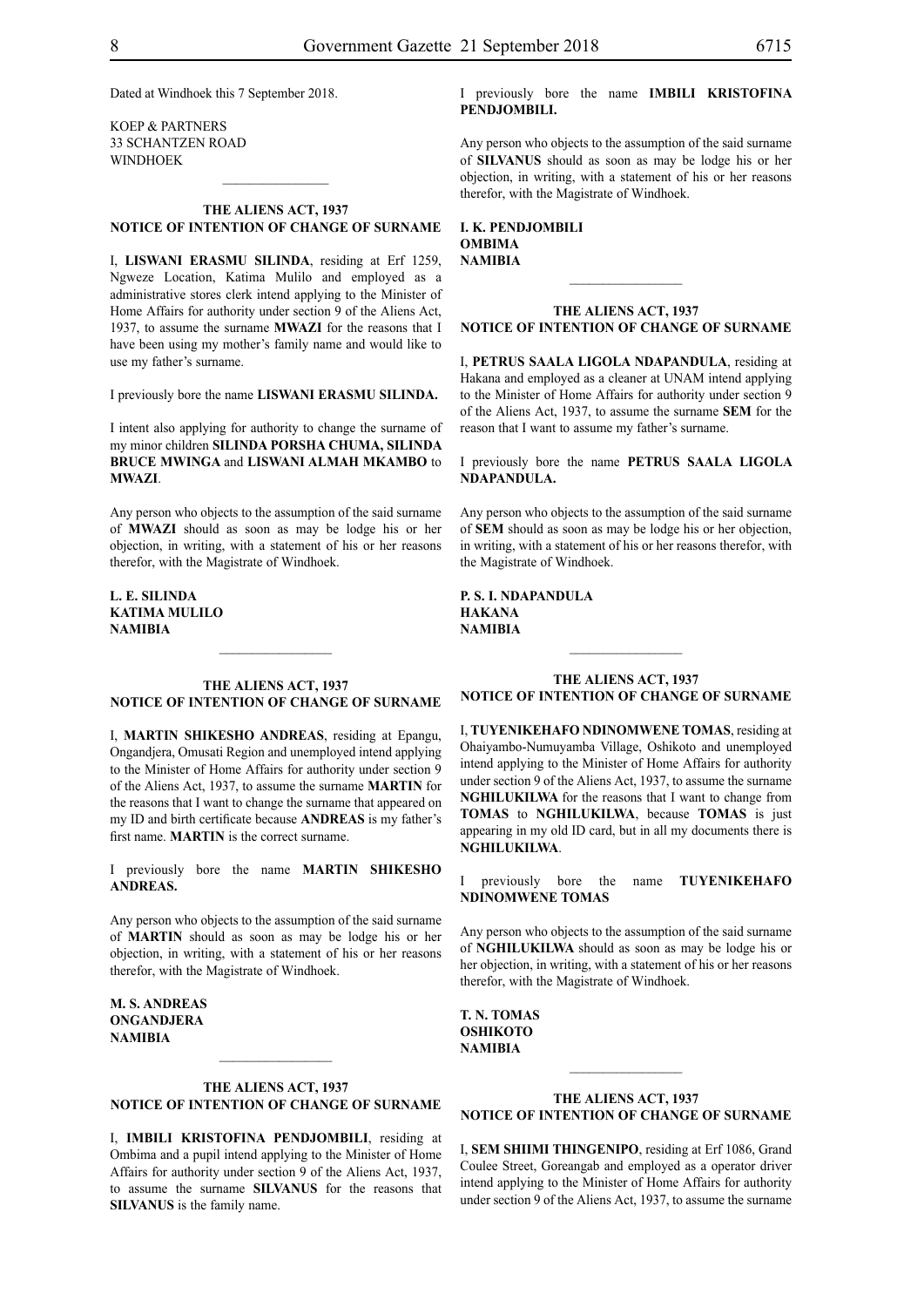Dated at Windhoek this 7 September 2018.

KOEP & PARTNERS
33 SCHANTZEN ROAD
WINDHOEK

---

**THE ALIENS ACT, 1937**
**NOTICE OF INTENTION OF CHANGE OF SURNAME**

I, **LISWANI ERASMU SILINDA**, residing at Erf 1259, Ngweze Location, Katima Mulilo and employed as a administrative stores clerk intend applying to the Minister of Home Affairs for authority under section 9 of the Aliens Act, 1937, to assume the surname **MWAZI** for the reasons that I have been using my mother's family name and would like to use my father's surname.

I previously bore the name **LISWANI ERASMU SILINDA.**

I intent also applying for authority to change the surname of my minor children **SILINDA PORSHA CHUMA, SILINDA BRUCE MWINGA** and **LISWANI ALMAH MKAMBO** to **MWAZI**.

Any person who objects to the assumption of the said surname of **MWAZI** should as soon as may be lodge his or her objection, in writing, with a statement of his or her reasons therefor, with the Magistrate of Windhoek.

**L. E. SILINDA**
**KATIMA MULILO**
**NAMIBIA**

---

**THE ALIENS ACT, 1937**
**NOTICE OF INTENTION OF CHANGE OF SURNAME**

I, **MARTIN SHIKESHO ANDREAS**, residing at Epangu, Ongandjera, Omusati Region and unemployed intend applying to the Minister of Home Affairs for authority under section 9 of the Aliens Act, 1937, to assume the surname **MARTIN** for the reasons that I want to change the surname that appeared on my ID and birth certificate because **ANDREAS** is my father's first name. **MARTIN** is the correct surname.

I previously bore the name **MARTIN SHIKESHO ANDREAS.**

Any person who objects to the assumption of the said surname of **MARTIN** should as soon as may be lodge his or her objection, in writing, with a statement of his or her reasons therefor, with the Magistrate of Windhoek.

**M. S. ANDREAS**
**ONGANDJERA**
**NAMIBIA**

---

**THE ALIENS ACT, 1937**
**NOTICE OF INTENTION OF CHANGE OF SURNAME**

I, **IMBILI KRISTOFINA PENDJOMBILI**, residing at Ombima and a pupil intend applying to the Minister of Home Affairs for authority under section 9 of the Aliens Act, 1937, to assume the surname **SILVANUS** for the reasons that **SILVANUS** is the family name.

I previously bore the name **IMBILI KRISTOFINA PENDJOMBILI.**

Any person who objects to the assumption of the said surname of **SILVANUS** should as soon as may be lodge his or her objection, in writing, with a statement of his or her reasons therefor, with the Magistrate of Windhoek.

**I. K. PENDJOMBILI**
**OMBIMA**
**NAMIBIA**

---

**THE ALIENS ACT, 1937**
**NOTICE OF INTENTION OF CHANGE OF SURNAME**

I, **PETRUS SAALA LIGOLA NDAPANDULA**, residing at Hakana and employed as a cleaner at UNAM intend applying to the Minister of Home Affairs for authority under section 9 of the Aliens Act, 1937, to assume the surname **SEM** for the reason that I want to assume my father's surname.

I previously bore the name **PETRUS SAALA LIGOLA NDAPANDULA.**

Any person who objects to the assumption of the said surname of **SEM** should as soon as may be lodge his or her objection, in writing, with a statement of his or her reasons therefor, with the Magistrate of Windhoek.

**P. S. I. NDAPANDULA**
**HAKANA**
**NAMIBIA**

---

**THE ALIENS ACT, 1937**
**NOTICE OF INTENTION OF CHANGE OF SURNAME**

I, **TUYENIKEHAFO NDINOMWENE TOMAS**, residing at Ohaiyambo-Numuyamba Village, Oshikoto and unemployed intend applying to the Minister of Home Affairs for authority under section 9 of the Aliens Act, 1937, to assume the surname **NGHILUKILWA** for the reasons that I want to change from **TOMAS** to **NGHILUKILWA**, because **TOMAS** is just appearing in my old ID card, but in all my documents there is **NGHILUKILWA**.

I previously bore the name **TUYENIKEHAFO NDINOMWENE TOMAS**

Any person who objects to the assumption of the said surname of **NGHILUKILWA** should as soon as may be lodge his or her objection, in writing, with a statement of his or her reasons therefor, with the Magistrate of Windhoek.

**T. N. TOMAS**
**OSHIKOTO**
**NAMIBIA**

---

**THE ALIENS ACT, 1937**
**NOTICE OF INTENTION OF CHANGE OF SURNAME**

I, **SEM SHIIMI THINGENIPO**, residing at Erf 1086, Grand Coulee Street, Goreangab and employed as a operator driver intend applying to the Minister of Home Affairs for authority under section 9 of the Aliens Act, 1937, to assume the surname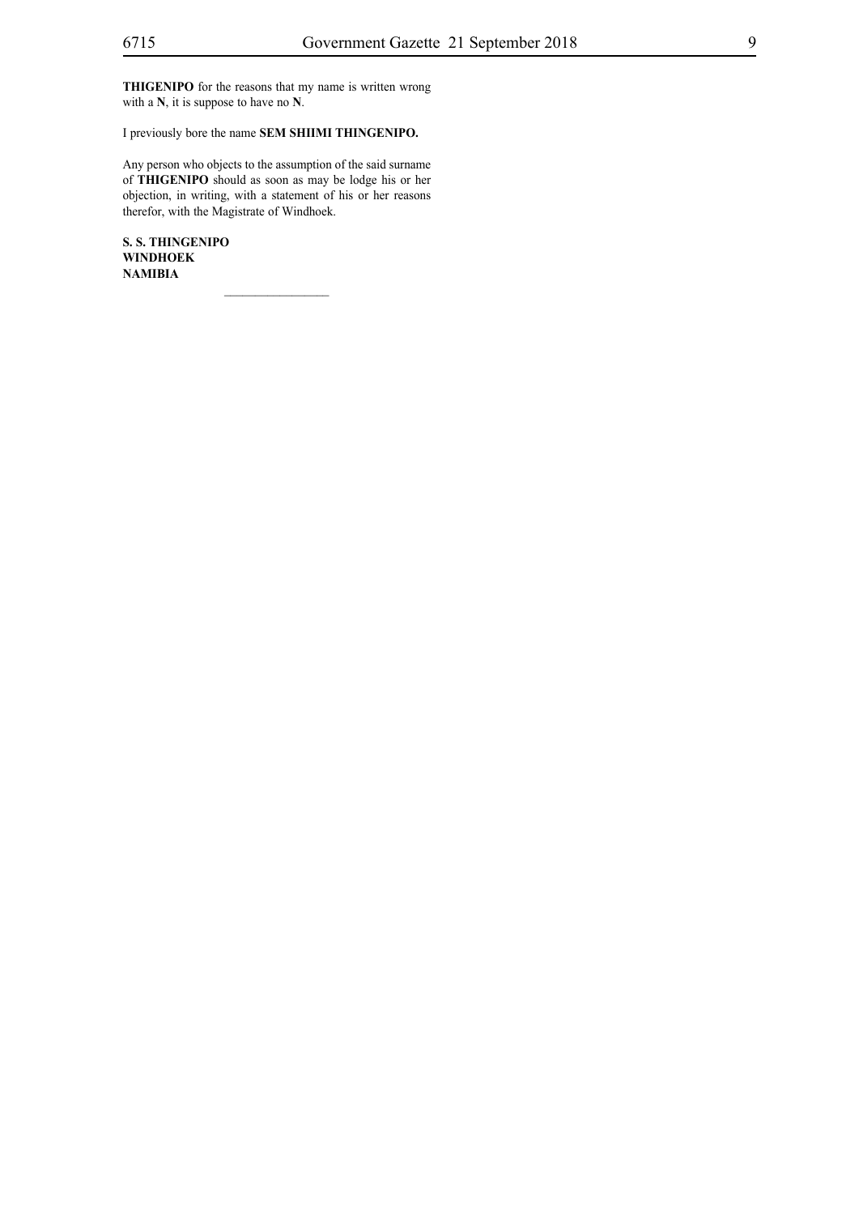**THIGENIPO** for the reasons that my name is written wrong with a **N**, it is suppose to have no **N**.

I previously bore the name **SEM SHIIMI THINGENIPO.**

Any person who objects to the assumption of the said surname of **THIGENIPO** should as soon as may be lodge his or her objection, in writing, with a statement of his or her reasons therefor, with the Magistrate of Windhoek.

**S. S. THINGENIPO**
**WINDHOEK**
**NAMIBIA**

---